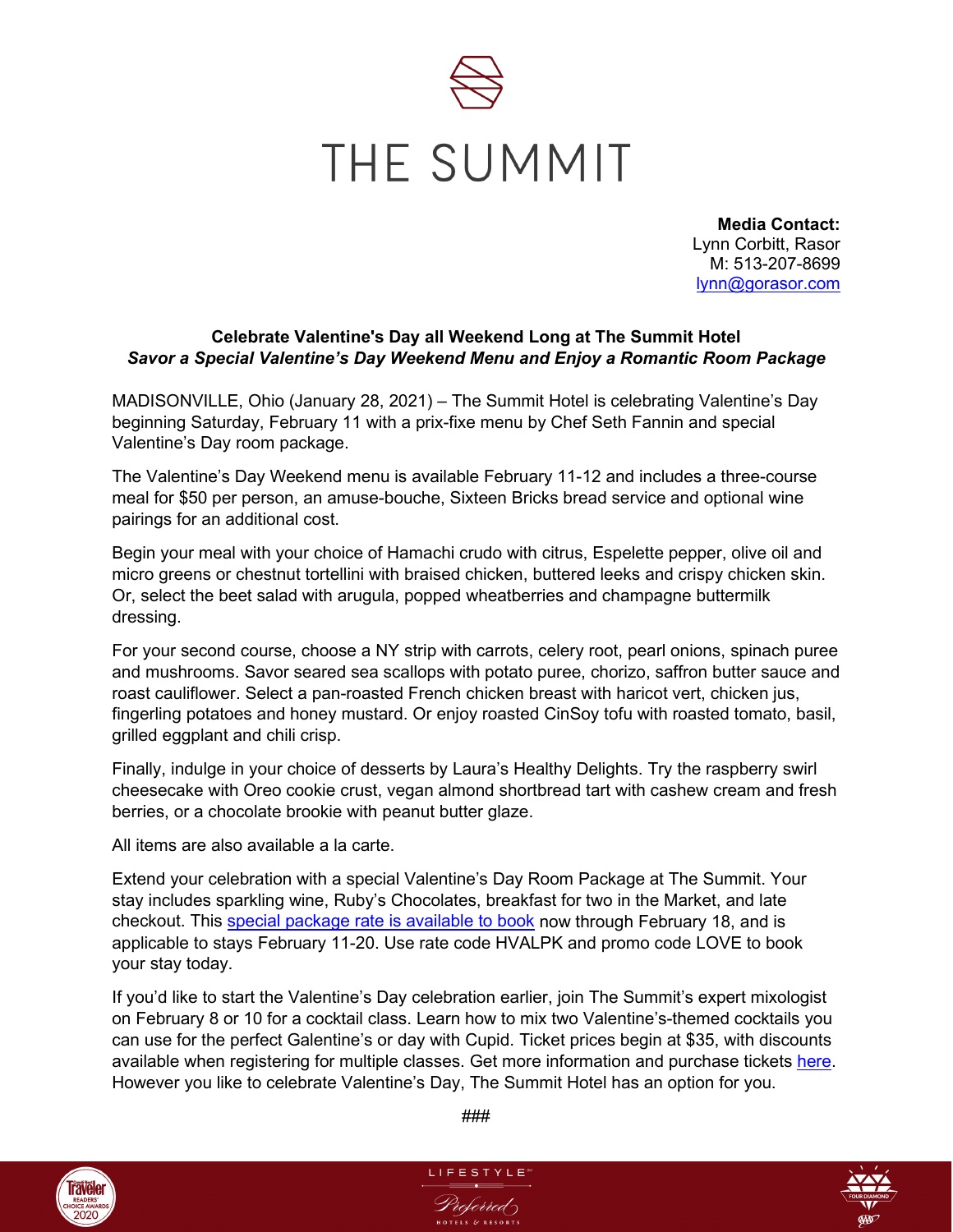# THE SUMMIT

**Media Contact:**
Lynn Corbitt, Rasor
M: 513-207-8699
lynn@gorasor.com

**Celebrate Valentine's Day all Weekend Long at The Summit Hotel**
***Savor a Special Valentine's Day Weekend Menu and Enjoy a Romantic Room Package***

MADISONVILLE, Ohio (January 28, 2021) – The Summit Hotel is celebrating Valentine's Day beginning Saturday, February 11 with a prix-fixe menu by Chef Seth Fannin and special Valentine's Day room package.

The Valentine's Day Weekend menu is available February 11-12 and includes a three-course meal for $50 per person, an amuse-bouche, Sixteen Bricks bread service and optional wine pairings for an additional cost.

Begin your meal with your choice of Hamachi crudo with citrus, Espelette pepper, olive oil and micro greens or chestnut tortellini with braised chicken, buttered leeks and crispy chicken skin. Or, select the beet salad with arugula, popped wheatberries and champagne buttermilk dressing.

For your second course, choose a NY strip with carrots, celery root, pearl onions, spinach puree and mushrooms. Savor seared sea scallops with potato puree, chorizo, saffron butter sauce and roast cauliflower. Select a pan-roasted French chicken breast with haricot vert, chicken jus, fingerling potatoes and honey mustard. Or enjoy roasted CinSoy tofu with roasted tomato, basil, grilled eggplant and chili crisp.

Finally, indulge in your choice of desserts by Laura's Healthy Delights. Try the raspberry swirl cheesecake with Oreo cookie crust, vegan almond shortbread tart with cashew cream and fresh berries, or a chocolate brookie with peanut butter glaze.

All items are also available a la carte.

Extend your celebration with a special Valentine's Day Room Package at The Summit. Your stay includes sparkling wine, Ruby's Chocolates, breakfast for two in the Market, and late checkout. This special package rate is available to book now through February 18, and is applicable to stays February 11-20. Use rate code HVALPK and promo code LOVE to book your stay today.

If you'd like to start the Valentine's Day celebration earlier, join The Summit's expert mixologist on February 8 or 10 for a cocktail class. Learn how to mix two Valentine's-themed cocktails you can use for the perfect Galentine's or day with Cupid. Ticket prices begin at $35, with discounts available when registering for multiple classes. Get more information and purchase tickets here. However you like to celebrate Valentine's Day, The Summit Hotel has an option for you.

###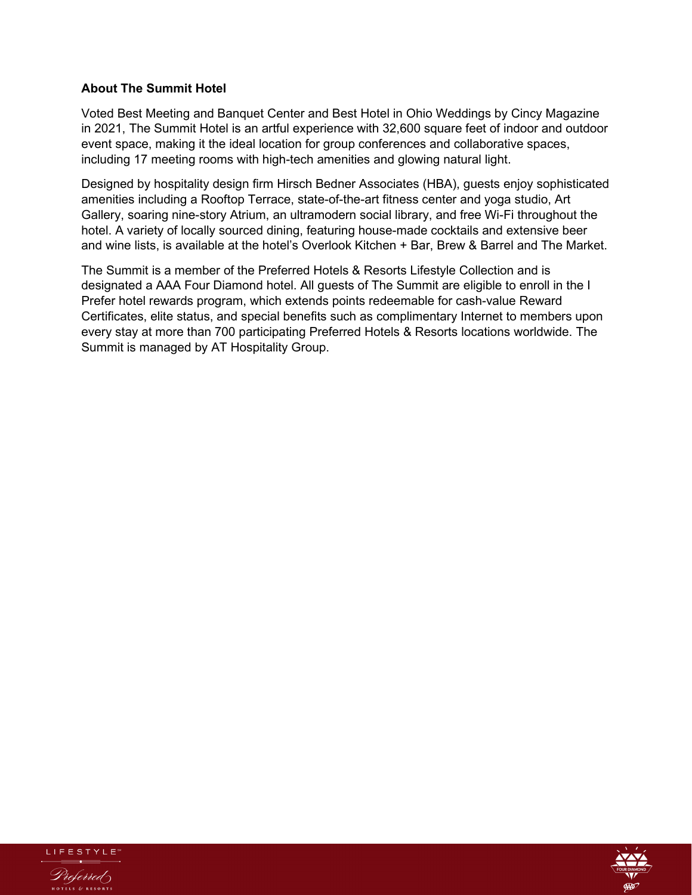**About The Summit Hotel**

Voted Best Meeting and Banquet Center and Best Hotel in Ohio Weddings by Cincy Magazine in 2021, The Summit Hotel is an artful experience with 32,600 square feet of indoor and outdoor event space, making it the ideal location for group conferences and collaborative spaces, including 17 meeting rooms with high-tech amenities and glowing natural light.

Designed by hospitality design firm Hirsch Bedner Associates (HBA), guests enjoy sophisticated amenities including a Rooftop Terrace, state-of-the-art fitness center and yoga studio, Art Gallery, soaring nine-story Atrium, an ultramodern social library, and free Wi-Fi throughout the hotel. A variety of locally sourced dining, featuring house-made cocktails and extensive beer and wine lists, is available at the hotel's Overlook Kitchen + Bar, Brew & Barrel and The Market.

The Summit is a member of the Preferred Hotels & Resorts Lifestyle Collection and is designated a AAA Four Diamond hotel. All guests of The Summit are eligible to enroll in the I Prefer hotel rewards program, which extends points redeemable for cash-value Reward Certificates, elite status, and special benefits such as complimentary Internet to members upon every stay at more than 700 participating Preferred Hotels & Resorts locations worldwide. The Summit is managed by AT Hospitality Group.